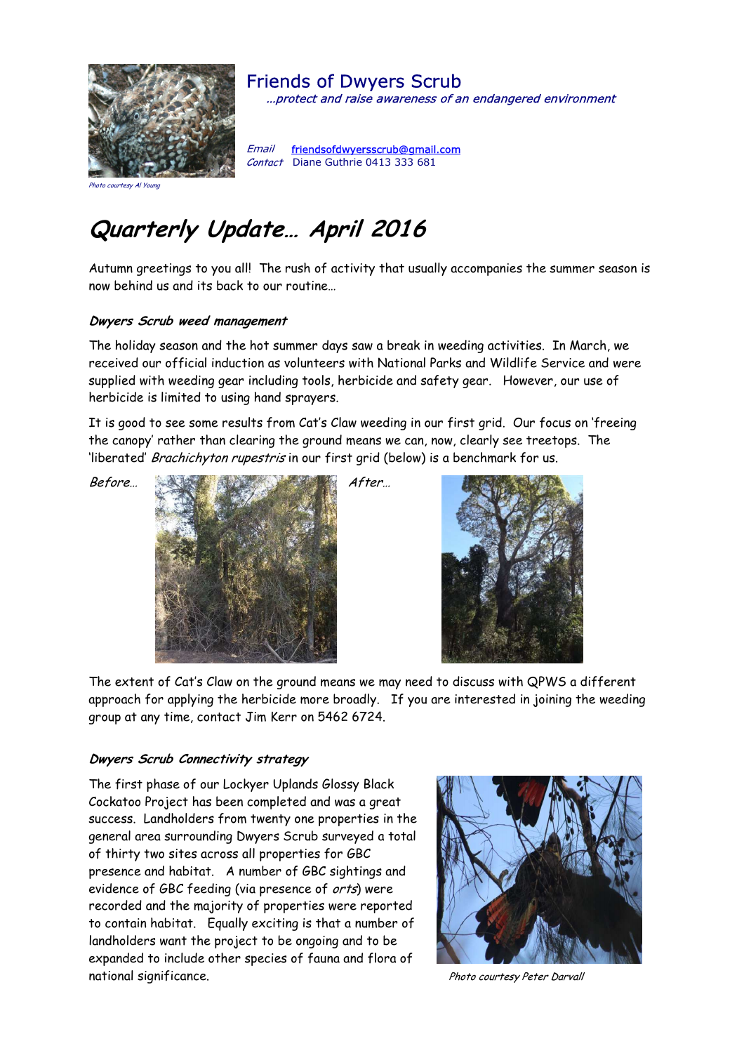Friends of Dwyers Scrub

*...protect and raise awareness of an endangered environment*

*Email* friendsofdwyersscrub@gmail.com
*Contact* Diane Guthrie 0413 333 681

*Photo courtesy Al Young*

# *Quarterly Update… April 2016*

Autumn greetings to you all! The rush of activity that usually accompanies the summer season is now behind us and its back to our routine…

### *Dwyers Scrub weed management*

The holiday season and the hot summer days saw a break in weeding activities. In March, we received our official induction as volunteers with National Parks and Wildlife Service and were supplied with weeding gear including tools, herbicide and safety gear. However, our use of herbicide is limited to using hand sprayers.

It is good to see some results from Cat's Claw weeding in our first grid. Our focus on 'freeing the canopy' rather than clearing the ground means we can, now, clearly see treetops. The 'liberated' *Brachichyton rupestris* in our first grid (below) is a benchmark for us.

*Before…* *After…*

The extent of Cat's Claw on the ground means we may need to discuss with QPWS a different approach for applying the herbicide more broadly. If you are interested in joining the weeding group at any time, contact Jim Kerr on 5462 6724.

### *Dwyers Scrub Connectivity strategy*

The first phase of our Lockyer Uplands Glossy Black Cockatoo Project has been completed and was a great success. Landholders from twenty one properties in the general area surrounding Dwyers Scrub surveyed a total of thirty two sites across all properties for GBC presence and habitat. A number of GBC sightings and evidence of GBC feeding (via presence of *orts*) were recorded and the majority of properties were reported to contain habitat. Equally exciting is that a number of landholders want the project to be ongoing and to be expanded to include other species of fauna and flora of national significance.

*Photo courtesy Peter Darvall*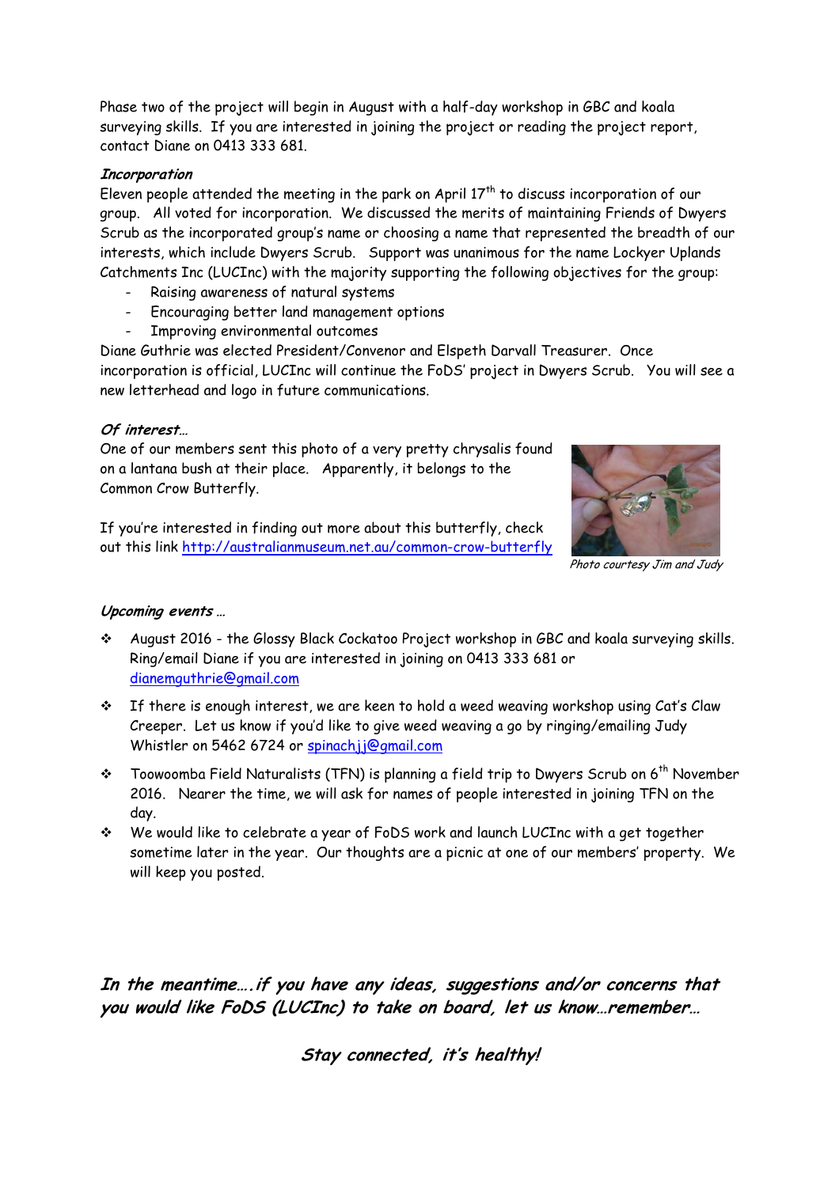Phase two of the project will begin in August with a half-day workshop in GBC and koala surveying skills. If you are interested in joining the project or reading the project report, contact Diane on 0413 333 681.

***Incorporation***

Eleven people attended the meeting in the park on April 17th to discuss incorporation of our group. All voted for incorporation. We discussed the merits of maintaining Friends of Dwyers Scrub as the incorporated group's name or choosing a name that represented the breadth of our interests, which include Dwyers Scrub. Support was unanimous for the name Lockyer Uplands Catchments Inc (LUCInc) with the majority supporting the following objectives for the group:

- Raising awareness of natural systems
- Encouraging better land management options
- Improving environmental outcomes

Diane Guthrie was elected President/Convenor and Elspeth Darvall Treasurer. Once incorporation is official, LUCInc will continue the FoDS' project in Dwyers Scrub. You will see a new letterhead and logo in future communications.

***Of interest…***

One of our members sent this photo of a very pretty chrysalis found on a lantana bush at their place. Apparently, it belongs to the Common Crow Butterfly.

If you're interested in finding out more about this butterfly, check out this link http://australianmuseum.net.au/common-crow-butterfly

*Photo courtesy Jim and Judy*

***Upcoming events …***

- August 2016 - the Glossy Black Cockatoo Project workshop in GBC and koala surveying skills. Ring/email Diane if you are interested in joining on 0413 333 681 or dianemguthrie@gmail.com
- If there is enough interest, we are keen to hold a weed weaving workshop using Cat's Claw Creeper. Let us know if you'd like to give weed weaving a go by ringing/emailing Judy Whistler on 5462 6724 or spinachjj@gmail.com
- Toowoomba Field Naturalists (TFN) is planning a field trip to Dwyers Scrub on 6th November 2016. Nearer the time, we will ask for names of people interested in joining TFN on the day.
- We would like to celebrate a year of FoDS work and launch LUCInc with a get together sometime later in the year. Our thoughts are a picnic at one of our members' property. We will keep you posted.

***In the meantime….if you have any ideas, suggestions and/or concerns that you would like FoDS (LUCInc) to take on board, let us know…remember…***

***Stay connected, it's healthy!***